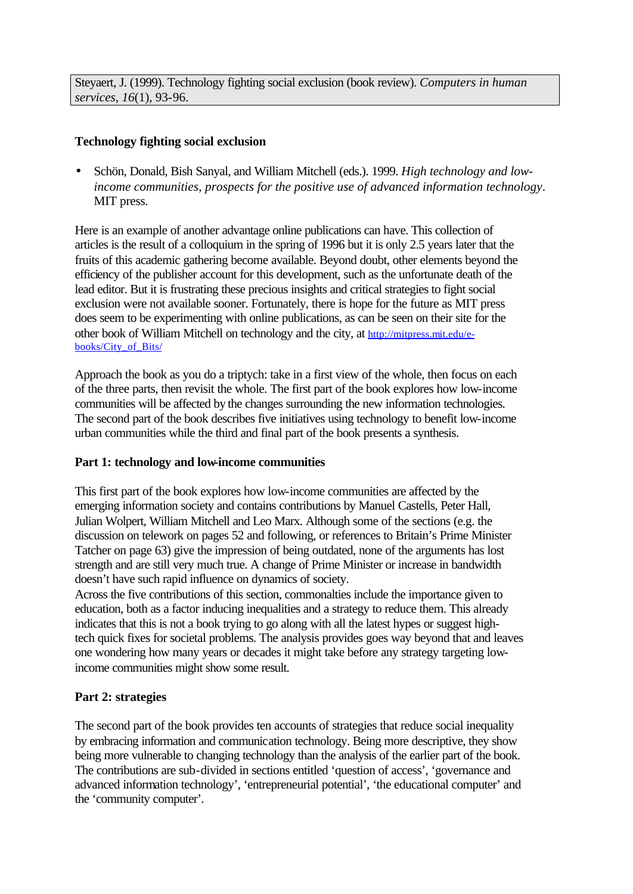Steyaert, J. (1999). Technology fighting social exclusion (book review). *Computers in human services, 16*(1), 93-96.

**Technology fighting social exclusion**

- Schön, Donald, Bish Sanyal, and William Mitchell (eds.). 1999. *High technology and low-income communities, prospects for the positive use of advanced information technology*. MIT press.

Here is an example of another advantage online publications can have. This collection of articles is the result of a colloquium in the spring of 1996 but it is only 2.5 years later that the fruits of this academic gathering become available. Beyond doubt, other elements beyond the efficiency of the publisher account for this development, such as the unfortunate death of the lead editor. But it is frustrating these precious insights and critical strategies to fight social exclusion were not available sooner. Fortunately, there is hope for the future as MIT press does seem to be experimenting with online publications, as can be seen on their site for the other book of William Mitchell on technology and the city, at http://mitpress.mit.edu/e-books/City_of_Bits/

Approach the book as you do a triptych: take in a first view of the whole, then focus on each of the three parts, then revisit the whole. The first part of the book explores how low-income communities will be affected by the changes surrounding the new information technologies. The second part of the book describes five initiatives using technology to benefit low-income urban communities while the third and final part of the book presents a synthesis.

**Part 1: technology and low-income communities**

This first part of the book explores how low-income communities are affected by the emerging information society and contains contributions by Manuel Castells, Peter Hall, Julian Wolpert, William Mitchell and Leo Marx. Although some of the sections (e.g. the discussion on telework on pages 52 and following, or references to Britain's Prime Minister Tatcher on page 63) give the impression of being outdated, none of the arguments has lost strength and are still very much true. A change of Prime Minister or increase in bandwidth doesn't have such rapid influence on dynamics of society.
Across the five contributions of this section, commonalties include the importance given to education, both as a factor inducing inequalities and a strategy to reduce them. This already indicates that this is not a book trying to go along with all the latest hypes or suggest high-tech quick fixes for societal problems. The analysis provides goes way beyond that and leaves one wondering how many years or decades it might take before any strategy targeting low-income communities might show some result.

**Part 2: strategies**

The second part of the book provides ten accounts of strategies that reduce social inequality by embracing information and communication technology. Being more descriptive, they show being more vulnerable to changing technology than the analysis of the earlier part of the book. The contributions are sub-divided in sections entitled 'question of access', 'governance and advanced information technology', 'entrepreneurial potential', 'the educational computer' and the 'community computer'.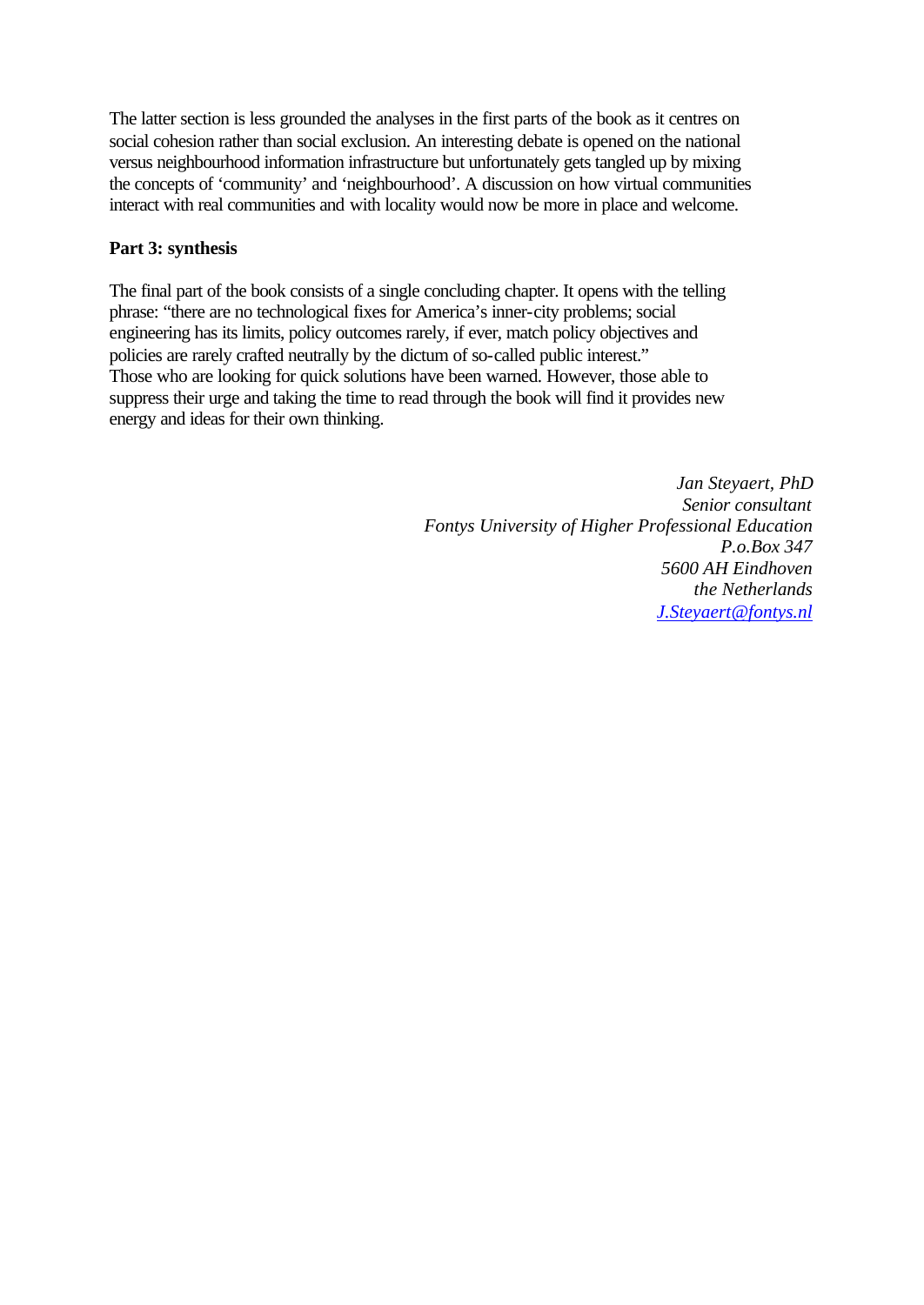The latter section is less grounded the analyses in the first parts of the book as it centres on social cohesion rather than social exclusion. An interesting debate is opened on the national versus neighbourhood information infrastructure but unfortunately gets tangled up by mixing the concepts of 'community' and 'neighbourhood'. A discussion on how virtual communities interact with real communities and with locality would now be more in place and welcome.

**Part 3: synthesis**

The final part of the book consists of a single concluding chapter. It opens with the telling phrase: "there are no technological fixes for America's inner-city problems; social engineering has its limits, policy outcomes rarely, if ever, match policy objectives and policies are rarely crafted neutrally by the dictum of so-called public interest."
Those who are looking for quick solutions have been warned. However, those able to suppress their urge and taking the time to read through the book will find it provides new energy and ideas for their own thinking.

*Jan Steyaert, PhD*
*Senior consultant*
*Fontys University of Higher Professional Education*
*P.o.Box 347*
*5600 AH Eindhoven*
*the Netherlands*
*J.Steyaert@fontys.nl*